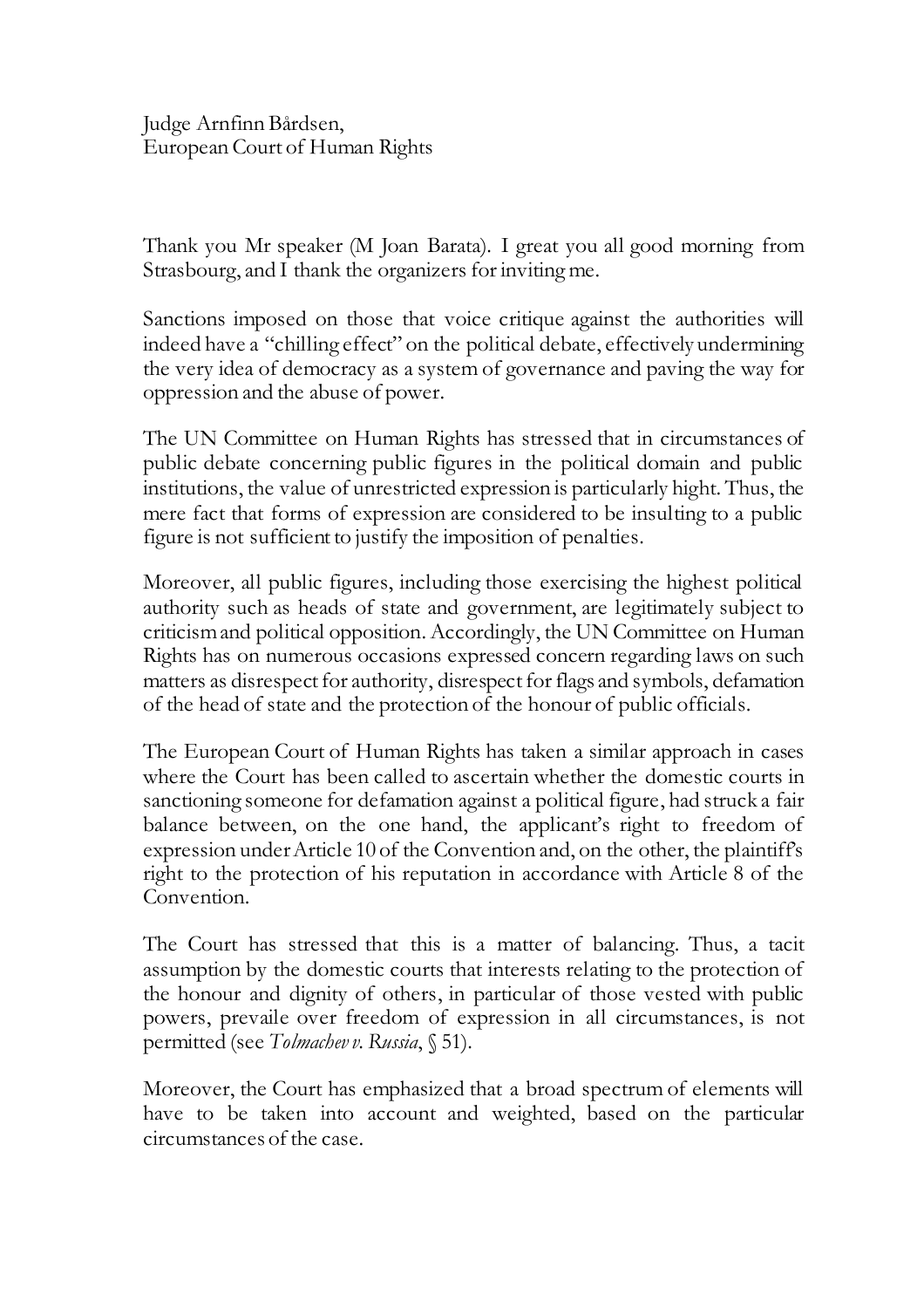Judge Arnfinn Bårdsen,
European Court of Human Rights

Thank you Mr speaker (M Joan Barata). I great you all good morning from Strasbourg, and I thank the organizers for inviting me.

Sanctions imposed on those that voice critique against the authorities will indeed have a "chilling effect" on the political debate, effectively undermining the very idea of democracy as a system of governance and paving the way for oppression and the abuse of power.

The UN Committee on Human Rights has stressed that in circumstances of public debate concerning public figures in the political domain and public institutions, the value of unrestricted expression is particularly hight. Thus, the mere fact that forms of expression are considered to be insulting to a public figure is not sufficient to justify the imposition of penalties.

Moreover, all public figures, including those exercising the highest political authority such as heads of state and government, are legitimately subject to criticism and political opposition. Accordingly, the UN Committee on Human Rights has on numerous occasions expressed concern regarding laws on such matters as disrespect for authority, disrespect for flags and symbols, defamation of the head of state and the protection of the honour of public officials.

The European Court of Human Rights has taken a similar approach in cases where the Court has been called to ascertain whether the domestic courts in sanctioning someone for defamation against a political figure, had struck a fair balance between, on the one hand, the applicant's right to freedom of expression under Article 10 of the Convention and, on the other, the plaintiff's right to the protection of his reputation in accordance with Article 8 of the Convention.

The Court has stressed that this is a matter of balancing. Thus, a tacit assumption by the domestic courts that interests relating to the protection of the honour and dignity of others, in particular of those vested with public powers, prevaile over freedom of expression in all circumstances, is not permitted (see *Tolmachev v. Russia*, § 51).

Moreover, the Court has emphasized that a broad spectrum of elements will have to be taken into account and weighted, based on the particular circumstances of the case.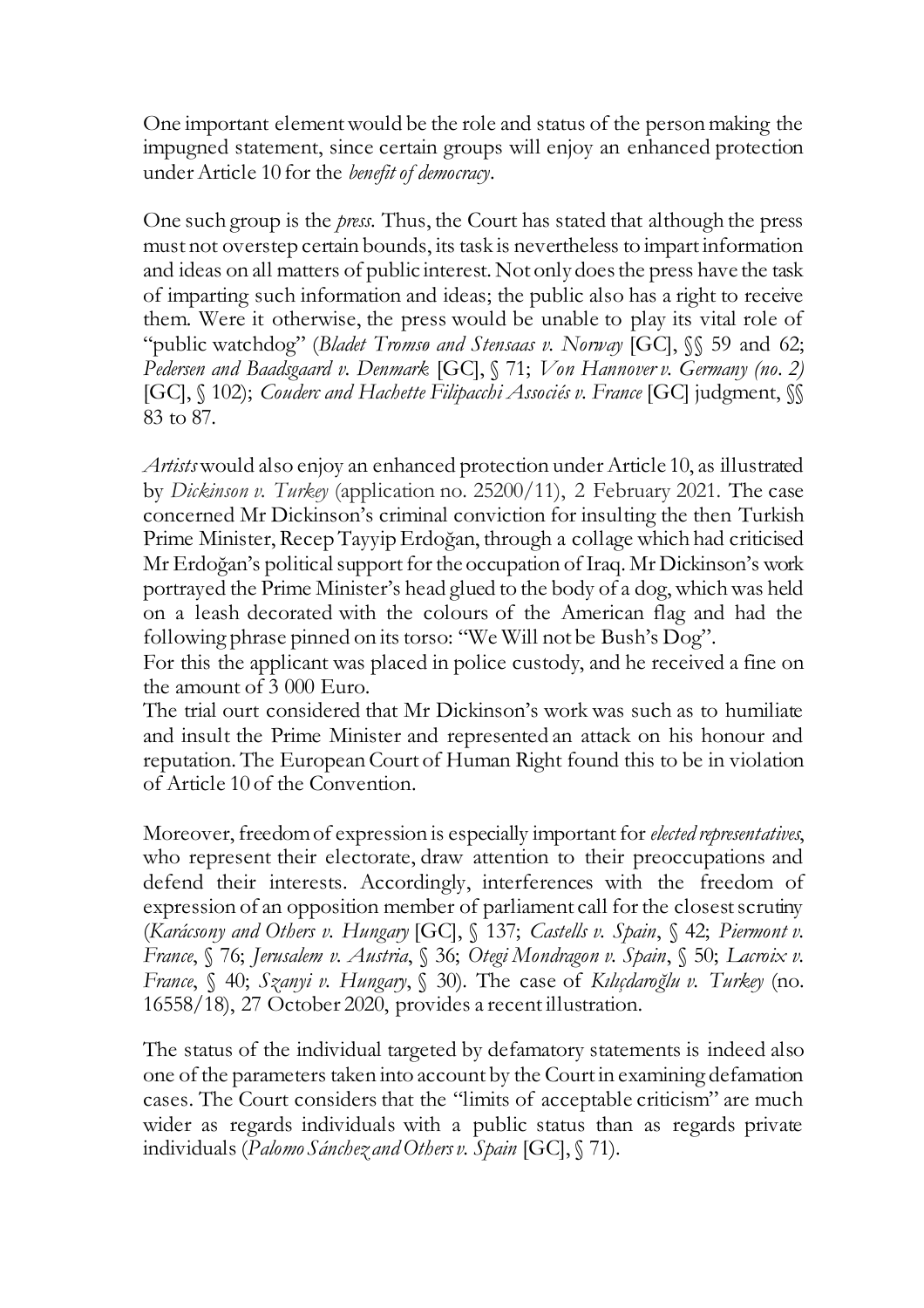One important element would be the role and status of the person making the impugned statement, since certain groups will enjoy an enhanced protection under Article 10 for the *benefit of democracy*.

One such group is the *press*. Thus, the Court has stated that although the press must not overstep certain bounds, its task is nevertheless to impart information and ideas on all matters of public interest. Not only does the press have the task of imparting such information and ideas; the public also has a right to receive them. Were it otherwise, the press would be unable to play its vital role of "public watchdog" (*Bladet Tromsø and Stensaas v. Norway* [GC], §§ 59 and 62; *Pedersen and Baadsgaard v. Denmark* [GC], § 71; *Von Hannover v. Germany (no. 2)* [GC], § 102); *Couderc and Hachette Filipacchi Associés v. France* [GC] judgment, §§ 83 to 87.

*Artists* would also enjoy an enhanced protection under Article 10, as illustrated by *Dickinson v. Turkey* (application no. 25200/11), 2 February 2021. The case concerned Mr Dickinson's criminal conviction for insulting the then Turkish Prime Minister, Recep Tayyip Erdoğan, through a collage which had criticised Mr Erdoğan's political support for the occupation of Iraq. Mr Dickinson's work portrayed the Prime Minister's head glued to the body of a dog, which was held on a leash decorated with the colours of the American flag and had the following phrase pinned on its torso: "We Will not be Bush's Dog".
For this the applicant was placed in police custody, and he received a fine on the amount of 3 000 Euro.
The trial ourt considered that Mr Dickinson's work was such as to humiliate and insult the Prime Minister and represented an attack on his honour and reputation. The European Court of Human Right found this to be in violation of Article 10 of the Convention.

Moreover, freedom of expression is especially important for *elected representatives*, who represent their electorate, draw attention to their preoccupations and defend their interests. Accordingly, interferences with the freedom of expression of an opposition member of parliament call for the closest scrutiny (*Karácsony and Others v. Hungary* [GC], § 137; *Castells v. Spain*, § 42; *Piermont v. France*, § 76; *Jerusalem v. Austria*, § 36; *Otegi Mondragon v. Spain*, § 50; *Lacroix v. France*, § 40; *Szanyi v. Hungary*, § 30). The case of *Kılıçdaroğlu v. Turkey* (no. 16558/18), 27 October 2020, provides a recent illustration.

The status of the individual targeted by defamatory statements is indeed also one of the parameters taken into account by the Court in examining defamation cases. The Court considers that the "limits of acceptable criticism" are much wider as regards individuals with a public status than as regards private individuals (*Palomo Sánchez and Others v. Spain* [GC], § 71).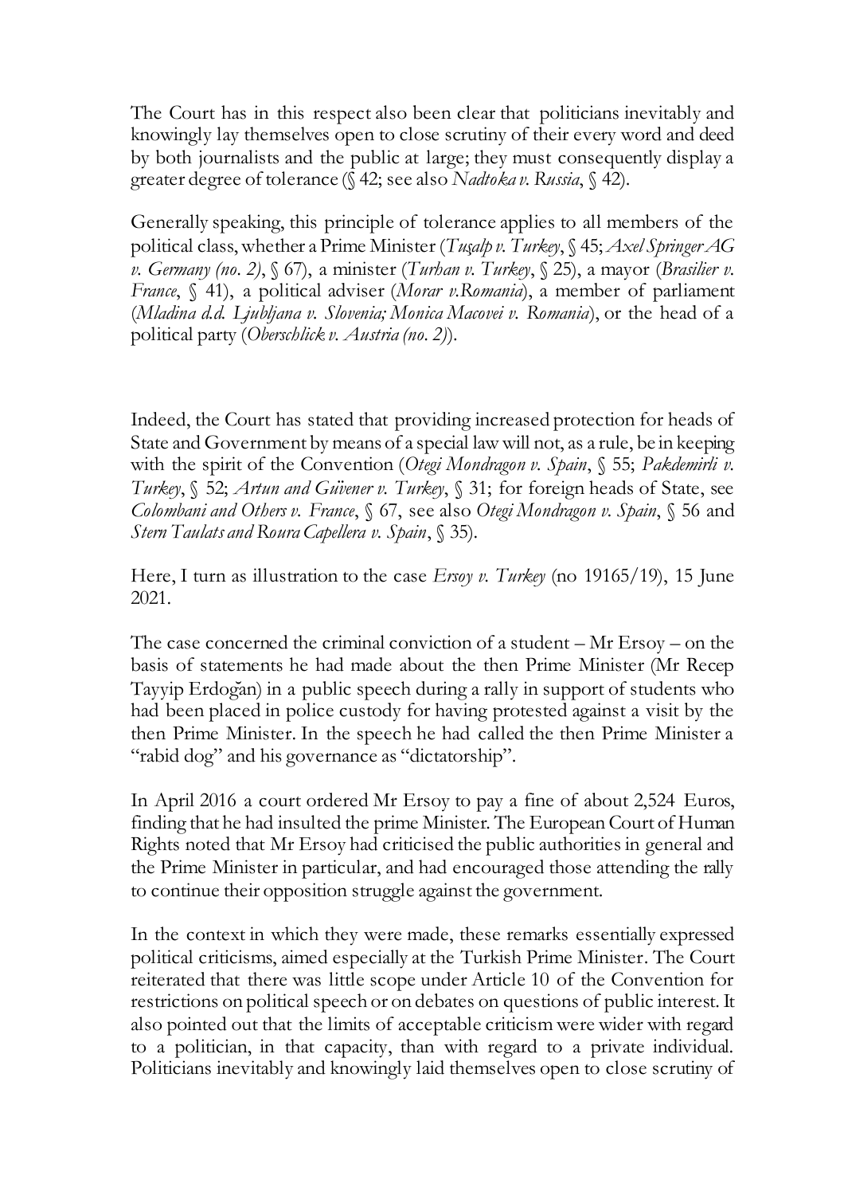The Court has in this respect also been clear that politicians inevitably and knowingly lay themselves open to close scrutiny of their every word and deed by both journalists and the public at large; they must consequently display a greater degree of tolerance (§ 42; see also *Nadtoka v. Russia*, § 42).

Generally speaking, this principle of tolerance applies to all members of the political class, whether a Prime Minister (*Tuşalp v. Turkey*, § 45; *Axel Springer AG v. Germany (no. 2)*, § 67), a minister (*Turhan v. Turkey*, § 25), a mayor (*Brasilier v. France*, § 41), a political adviser (*Morar v.Romania*), a member of parliament (*Mladina d.d. Ljubljana v. Slovenia; Monica Macovei v. Romania*), or the head of a political party (*Oberschlick v. Austria (no. 2)*).

Indeed, the Court has stated that providing increased protection for heads of State and Government by means of a special law will not, as a rule, be in keeping with the spirit of the Convention (*Otegi Mondragon v. Spain*, § 55; *Pakdemirli v. Turkey*, § 52; *Artun and Güvener v. Turkey*, § 31; for foreign heads of State, see *Colombani and Others v. France*, § 67, see also *Otegi Mondragon v. Spain*, § 56 and *Stern Taulats and Roura Capellera v. Spain*, § 35).

Here, I turn as illustration to the case *Ersoy v. Turkey* (no 19165/19), 15 June 2021.

The case concerned the criminal conviction of a student – Mr Ersoy – on the basis of statements he had made about the then Prime Minister (Mr Recep Tayyip Erdoğan) in a public speech during a rally in support of students who had been placed in police custody for having protested against a visit by the then Prime Minister. In the speech he had called the then Prime Minister a "rabid dog" and his governance as "dictatorship".

In April 2016 a court ordered Mr Ersoy to pay a fine of about 2,524 Euros, finding that he had insulted the prime Minister. The European Court of Human Rights noted that Mr Ersoy had criticised the public authorities in general and the Prime Minister in particular, and had encouraged those attending the rally to continue their opposition struggle against the government.

In the context in which they were made, these remarks essentially expressed political criticisms, aimed especially at the Turkish Prime Minister. The Court reiterated that there was little scope under Article 10 of the Convention for restrictions on political speech or on debates on questions of public interest. It also pointed out that the limits of acceptable criticism were wider with regard to a politician, in that capacity, than with regard to a private individual. Politicians inevitably and knowingly laid themselves open to close scrutiny of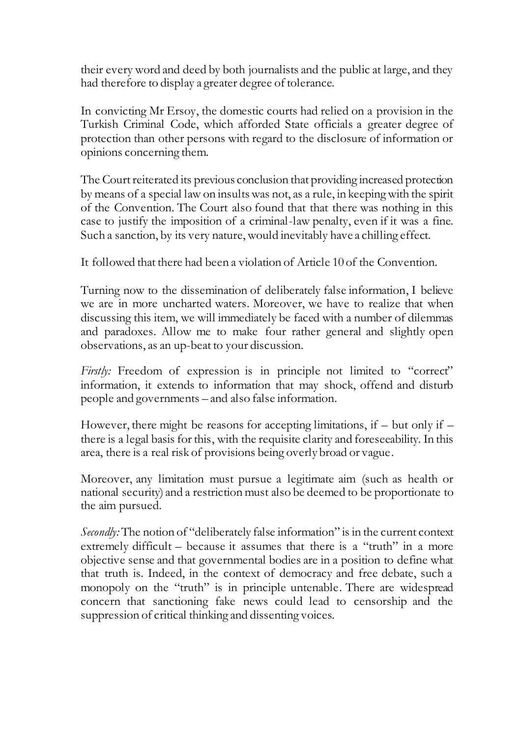their every word and deed by both journalists and the public at large, and they had therefore to display a greater degree of tolerance.

In convicting Mr Ersoy, the domestic courts had relied on a provision in the Turkish Criminal Code, which afforded State officials a greater degree of protection than other persons with regard to the disclosure of information or opinions concerning them.

The Court reiterated its previous conclusion that providing increased protection by means of a special law on insults was not, as a rule, in keeping with the spirit of the Convention. The Court also found that that there was nothing in this case to justify the imposition of a criminal-law penalty, even if it was a fine. Such a sanction, by its very nature, would inevitably have a chilling effect.

It followed that there had been a violation of Article 10 of the Convention.

Turning now to the dissemination of deliberately false information, I believe we are in more uncharted waters. Moreover, we have to realize that when discussing this item, we will immediately be faced with a number of dilemmas and paradoxes. Allow me to make four rather general and slightly open observations, as an up-beat to your discussion.

*Firstly:* Freedom of expression is in principle not limited to "correct" information, it extends to information that may shock, offend and disturb people and governments – and also false information.

However, there might be reasons for accepting limitations, if – but only if – there is a legal basis for this, with the requisite clarity and foreseeability. In this area, there is a real risk of provisions being overly broad or vague.

Moreover, any limitation must pursue a legitimate aim (such as health or national security) and a restriction must also be deemed to be proportionate to the aim pursued.

*Secondly:* The notion of "deliberately false information" is in the current context extremely difficult – because it assumes that there is a "truth" in a more objective sense and that governmental bodies are in a position to define what that truth is. Indeed, in the context of democracy and free debate, such a monopoly on the "truth" is in principle untenable. There are widespread concern that sanctioning fake news could lead to censorship and the suppression of critical thinking and dissenting voices.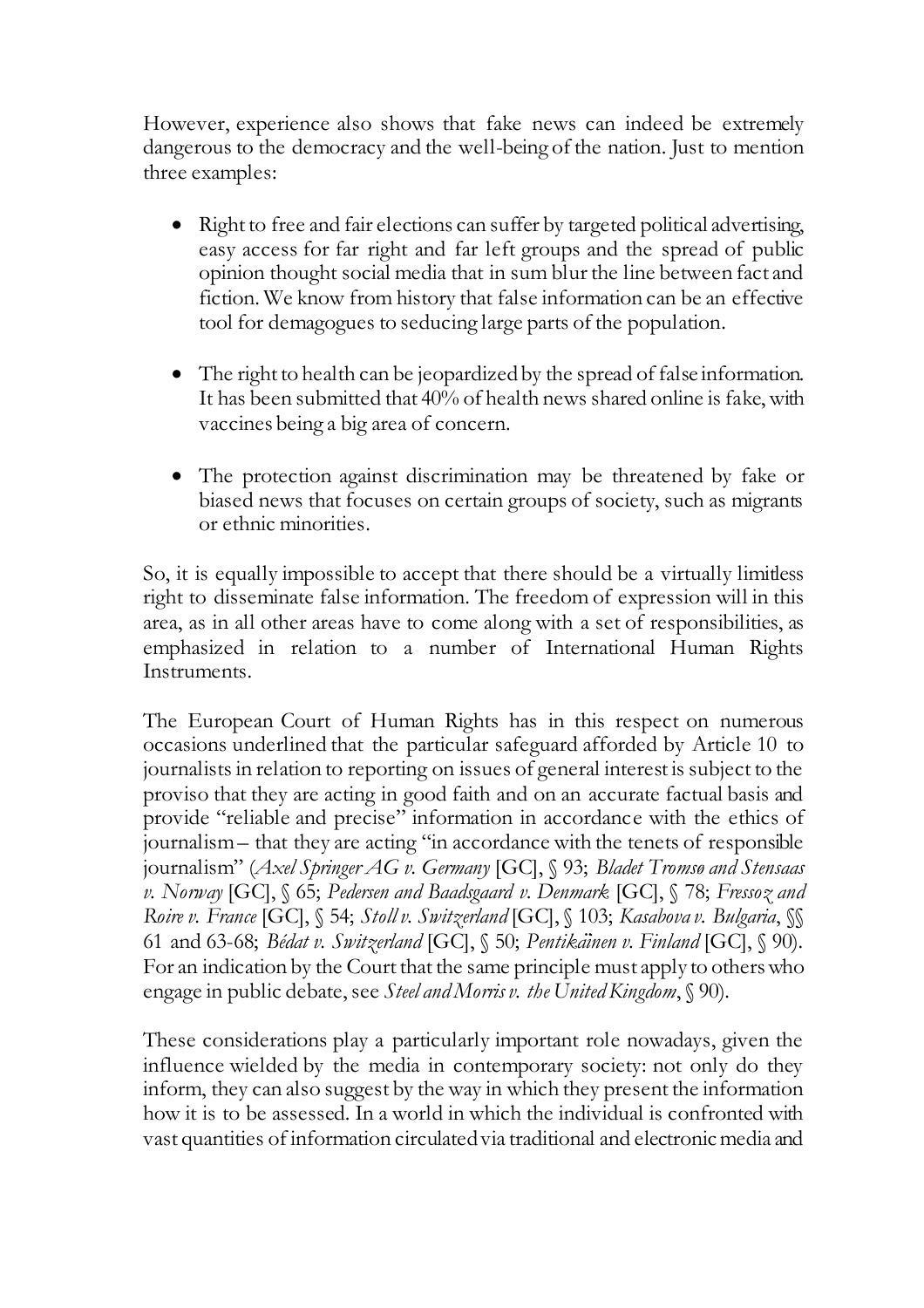However, experience also shows that fake news can indeed be extremely dangerous to the democracy and the well-being of the nation. Just to mention three examples:

- Right to free and fair elections can suffer by targeted political advertising, easy access for far right and far left groups and the spread of public opinion thought social media that in sum blur the line between fact and fiction. We know from history that false information can be an effective tool for demagogues to seducing large parts of the population.

- The right to health can be jeopardized by the spread of false information. It has been submitted that 40% of health news shared online is fake, with vaccines being a big area of concern.

- The protection against discrimination may be threatened by fake or biased news that focuses on certain groups of society, such as migrants or ethnic minorities.

So, it is equally impossible to accept that there should be a virtually limitless right to disseminate false information. The freedom of expression will in this area, as in all other areas have to come along with a set of responsibilities, as emphasized in relation to a number of International Human Rights Instruments.

The European Court of Human Rights has in this respect on numerous occasions underlined that the particular safeguard afforded by Article 10 to journalists in relation to reporting on issues of general interest is subject to the proviso that they are acting in good faith and on an accurate factual basis and provide "reliable and precise" information in accordance with the ethics of journalism – that they are acting "in accordance with the tenets of responsible journalism" (*Axel Springer AG v. Germany* [GC], § 93; *Bladet Tromsø and Stensaas v. Norway* [GC], § 65; *Pedersen and Baadsgaard v. Denmark* [GC], § 78; *Fressoz and Roire v. France* [GC], § 54; *Stoll v. Switzerland* [GC], § 103; *Kasabova v. Bulgaria*, §§ 61 and 63-68; *Bédat v. Switzerland* [GC], § 50; *Pentikäinen v. Finland* [GC], § 90). For an indication by the Court that the same principle must apply to others who engage in public debate, see *Steel and Morris v. the United Kingdom*, § 90).

These considerations play a particularly important role nowadays, given the influence wielded by the media in contemporary society: not only do they inform, they can also suggest by the way in which they present the information how it is to be assessed. In a world in which the individual is confronted with vast quantities of information circulated via traditional and electronic media and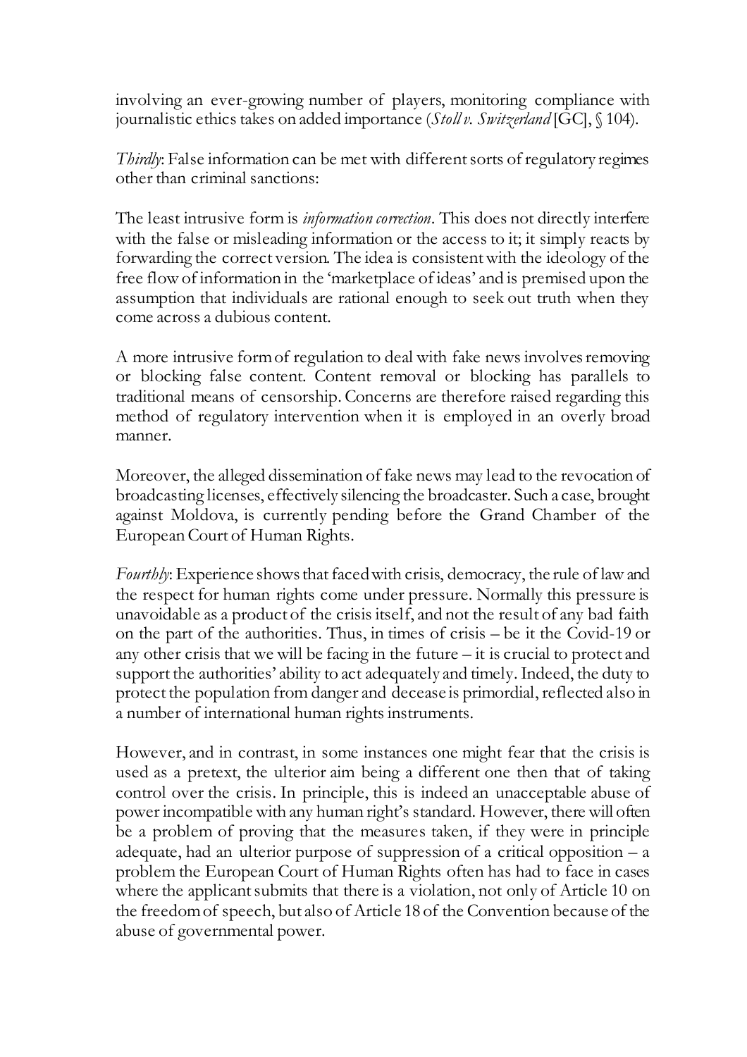involving an ever-growing number of players, monitoring compliance with journalistic ethics takes on added importance (*Stoll v. Switzerland* [GC], § 104).

*Thirdly*: False information can be met with different sorts of regulatory regimes other than criminal sanctions:

The least intrusive form is *information correction*. This does not directly interfere with the false or misleading information or the access to it; it simply reacts by forwarding the correct version. The idea is consistent with the ideology of the free flow of information in the 'marketplace of ideas' and is premised upon the assumption that individuals are rational enough to seek out truth when they come across a dubious content.

A more intrusive form of regulation to deal with fake news involves removing or blocking false content. Content removal or blocking has parallels to traditional means of censorship. Concerns are therefore raised regarding this method of regulatory intervention when it is employed in an overly broad manner.

Moreover, the alleged dissemination of fake news may lead to the revocation of broadcasting licenses, effectively silencing the broadcaster. Such a case, brought against Moldova, is currently pending before the Grand Chamber of the European Court of Human Rights.

*Fourthly*: Experience shows that faced with crisis, democracy, the rule of law and the respect for human rights come under pressure. Normally this pressure is unavoidable as a product of the crisis itself, and not the result of any bad faith on the part of the authorities. Thus, in times of crisis – be it the Covid-19 or any other crisis that we will be facing in the future – it is crucial to protect and support the authorities' ability to act adequately and timely. Indeed, the duty to protect the population from danger and decease is primordial, reflected also in a number of international human rights instruments.

However, and in contrast, in some instances one might fear that the crisis is used as a pretext, the ulterior aim being a different one then that of taking control over the crisis. In principle, this is indeed an unacceptable abuse of power incompatible with any human right's standard. However, there will often be a problem of proving that the measures taken, if they were in principle adequate, had an ulterior purpose of suppression of a critical opposition – a problem the European Court of Human Rights often has had to face in cases where the applicant submits that there is a violation, not only of Article 10 on the freedom of speech, but also of Article 18 of the Convention because of the abuse of governmental power.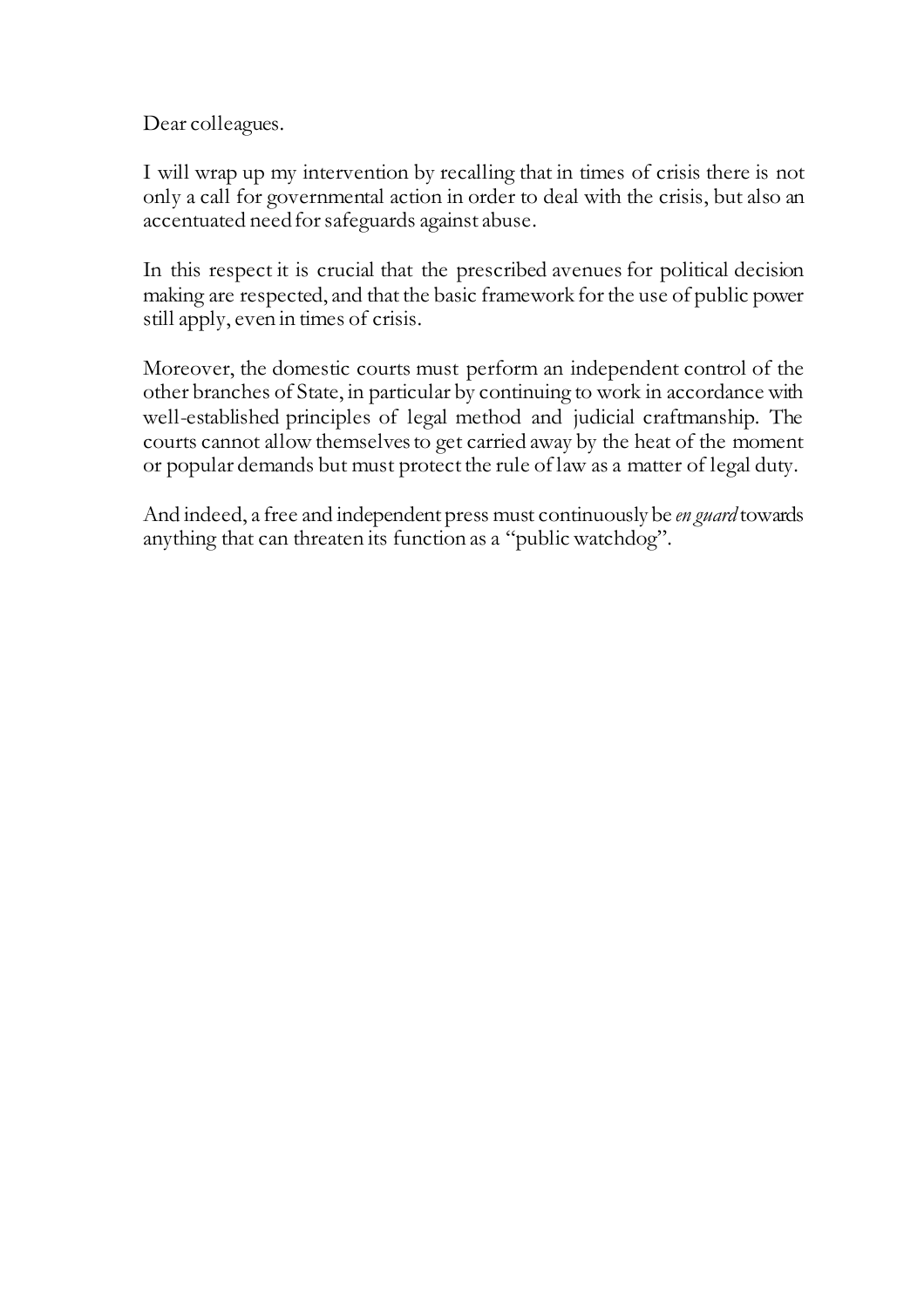Dear colleagues.

I will wrap up my intervention by recalling that in times of crisis there is not only a call for governmental action in order to deal with the crisis, but also an accentuated need for safeguards against abuse.

In this respect it is crucial that the prescribed avenues for political decision making are respected, and that the basic framework for the use of public power still apply, even in times of crisis.

Moreover, the domestic courts must perform an independent control of the other branches of State, in particular by continuing to work in accordance with well-established principles of legal method and judicial craftmanship. The courts cannot allow themselves to get carried away by the heat of the moment or popular demands but must protect the rule of law as a matter of legal duty.

And indeed, a free and independent press must continuously be *en guard* towards anything that can threaten its function as a "public watchdog".